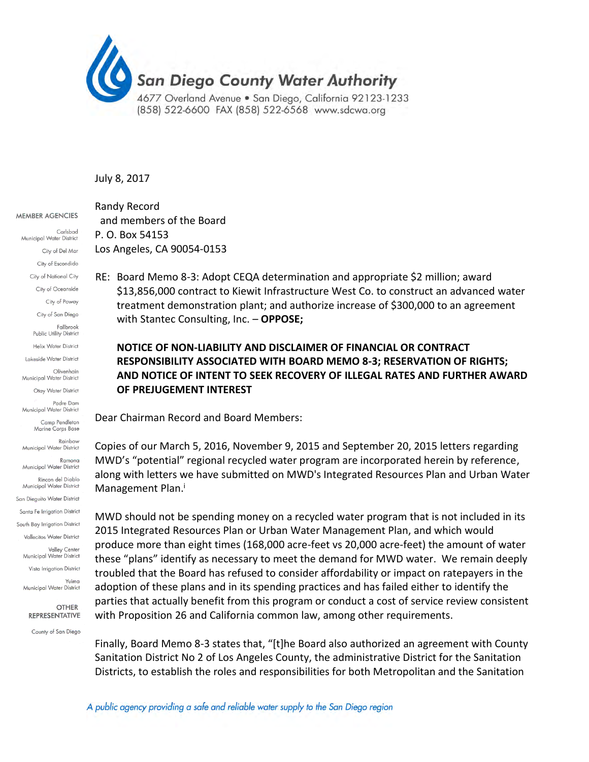# San Diego County Water Authority

4677 Overland Avenue • San Diego, California 92123-1233
(858) 522-6600 FAX (858) 522-6568 www.sdcwa.org

**MEMBER AGENCIES**

Carlsbad Municipal Water District
City of Del Mar
City of Escondido
City of National City
City of Oceanside
City of Poway
City of San Diego
Fallbrook Public Utility District
Helix Water District
Lakeside Water District
Olivenhain Municipal Water District
Otay Water District
Padre Dam Municipal Water District
Camp Pendleton Marine Corps Base
Rainbow Municipal Water District
Ramona Municipal Water District
Rincon del Diablo Municipal Water District
San Dieguito Water District
Santa Fe Irrigation District
South Bay Irrigation District
Vallecitos Water District
Valley Center Municipal Water District
Vista Irrigation District
Yuima Municipal Water District

**OTHER REPRESENTATIVE**

County of San Diego

July 8, 2017

Randy Record
and members of the Board
P. O. Box 54153
Los Angeles, CA 90054-0153

RE: Board Memo 8-3: Adopt CEQA determination and appropriate \$2 million; award \$13,856,000 contract to Kiewit Infrastructure West Co. to construct an advanced water treatment demonstration plant; and authorize increase of \$300,000 to an agreement with Stantec Consulting, Inc. – **OPPOSE;**

**NOTICE OF NON-LIABILITY AND DISCLAIMER OF FINANCIAL OR CONTRACT RESPONSIBILITY ASSOCIATED WITH BOARD MEMO 8-3; RESERVATION OF RIGHTS; AND NOTICE OF INTENT TO SEEK RECOVERY OF ILLEGAL RATES AND FURTHER AWARD OF PREJUGEMENT INTEREST**

Dear Chairman Record and Board Members:

Copies of our March 5, 2016, November 9, 2015 and September 20, 2015 letters regarding MWD's "potential" regional recycled water program are incorporated herein by reference, along with letters we have submitted on MWD's Integrated Resources Plan and Urban Water Management Plan.[i]

MWD should not be spending money on a recycled water program that is not included in its 2015 Integrated Resources Plan or Urban Water Management Plan, and which would produce more than eight times (168,000 acre-feet vs 20,000 acre-feet) the amount of water these "plans" identify as necessary to meet the demand for MWD water. We remain deeply troubled that the Board has refused to consider affordability or impact on ratepayers in the adoption of these plans and in its spending practices and has failed either to identify the parties that actually benefit from this program or conduct a cost of service review consistent with Proposition 26 and California common law, among other requirements.

Finally, Board Memo 8-3 states that, "[t]he Board also authorized an agreement with County Sanitation District No 2 of Los Angeles County, the administrative District for the Sanitation Districts, to establish the roles and responsibilities for both Metropolitan and the Sanitation

*A public agency providing a safe and reliable water supply to the San Diego region*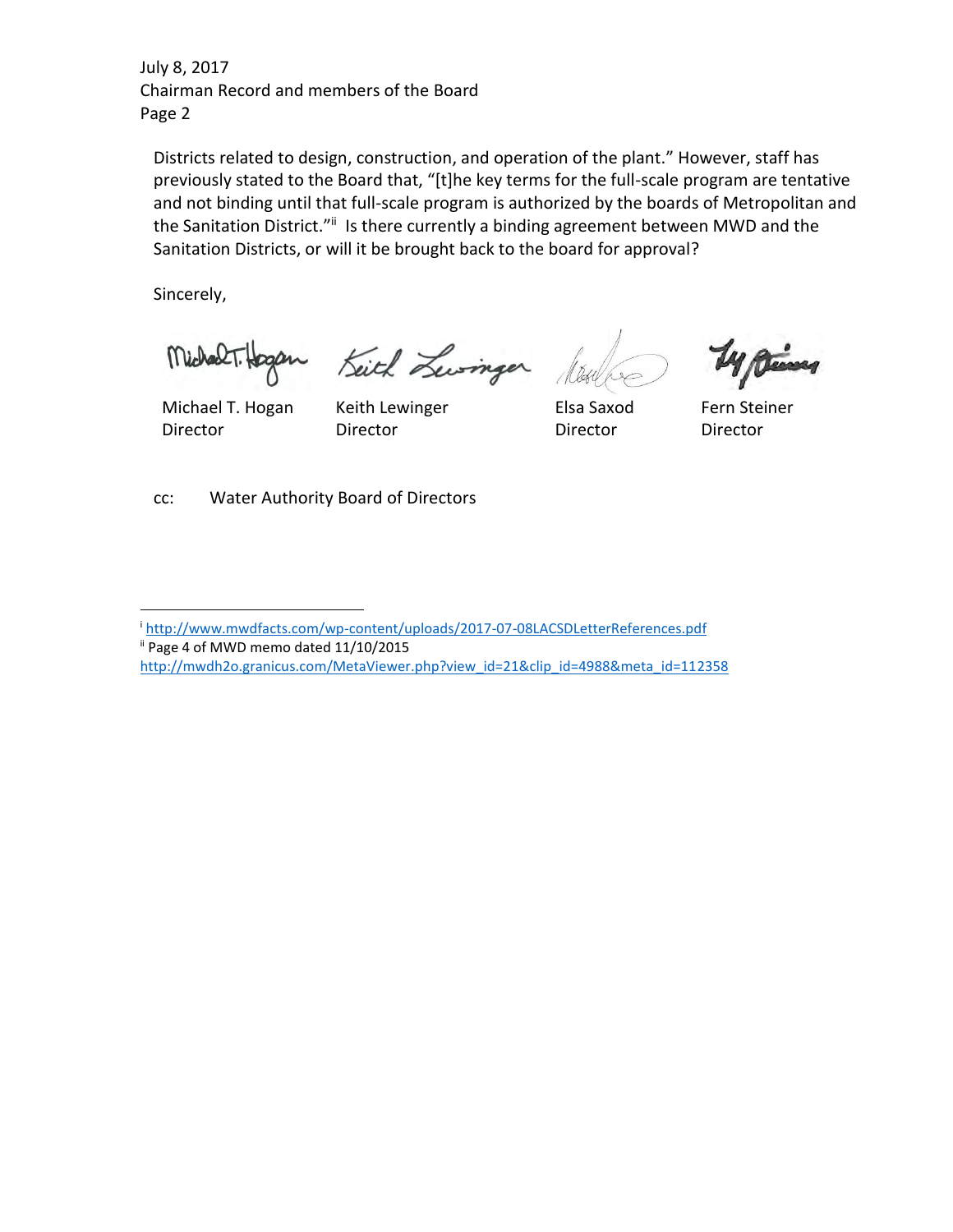Districts related to design, construction, and operation of the plant." However, staff has previously stated to the Board that, "[t]he key terms for the full-scale program are tentative and not binding until that full-scale program is authorized by the boards of Metropolitan and the Sanitation District."[ii] Is there currently a binding agreement between MWD and the Sanitation Districts, or will it be brought back to the board for approval?

Sincerely,

| | | | |
|---|---|---|---|
| Michael T. Hogan<br>Director | Keith Lewinger<br>Director | Elsa Saxod<br>Director | Fern Steiner<br>Director |

cc: Water Authority Board of Directors

---

[i] http://www.mwdfacts.com/wp-content/uploads/2017-07-08LACSDLetterReferences.pdf

[ii] Page 4 of MWD memo dated 11/10/2015
http://mwdh2o.granicus.com/MetaViewer.php?view_id=21&clip_id=4988&meta_id=112358